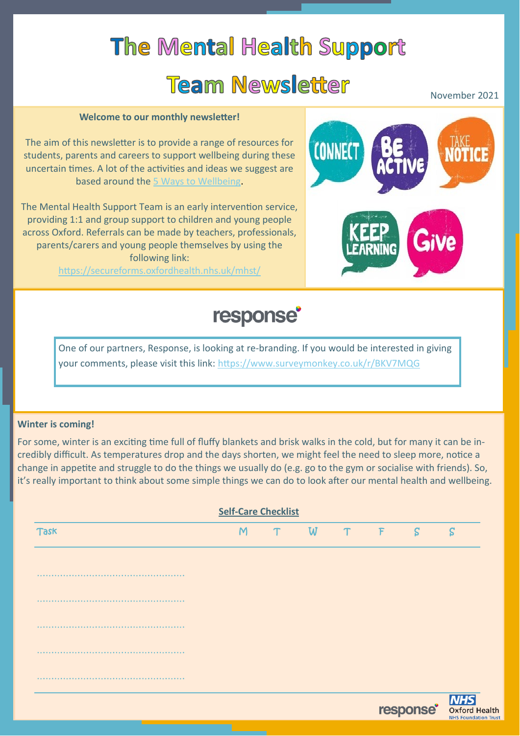# The Mental Health Support Team Newsletter

November 2021

**Welcome to our monthly newsletter!**

The aim of this newsletter is to provide a range of resources for students, parents and careers to support wellbeing during these uncertain times. A lot of the activities and ideas we suggest are based around the 5 Ways to Wellbeing.

The Mental Health Support Team is an early intervention service, providing 1:1 and group support to children and young people across Oxford. Referrals can be made by teachers, professionals, parents/carers and young people themselves by using the following link: https://secureforms.oxfordhealth.nhs.uk/mhst/

CONNECT · BE ACTIVE · TAKE NOTICE · KEEP LEARNING · Give

## response

One of our partners, Response, is looking at re-branding. If you would be interested in giving your comments, please visit this link: https://www.surveymonkey.co.uk/r/BKV7MQG

**Winter is coming!**

For some, winter is an exciting time full of fluffy blankets and brisk walks in the cold, but for many it can be incredibly difficult. As temperatures drop and the days shorten, we might feel the need to sleep more, notice a change in appetite and struggle to do the things we usually do (e.g. go to the gym or socialise with friends). So, it's really important to think about some simple things we can do to look after our mental health and wellbeing.

**Self-Care Checklist**

| Task | M | T | W | T | F | S | S |
|---|---|---|---|---|---|---|---|
| ................................................. | | | | | | | |
| ................................................. | | | | | | | |
| ................................................. | | | | | | | |
| ................................................. | | | | | | | |
| ................................................. | | | | | | | |

response · NHS Oxford Health NHS Foundation Trust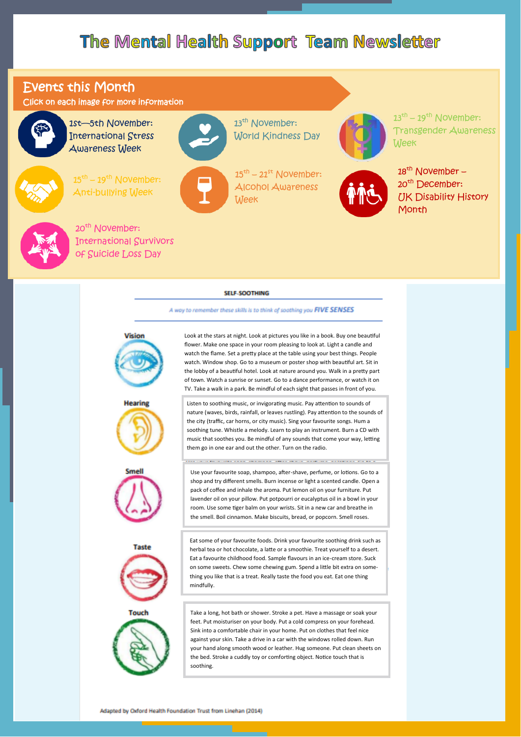# The Mental Health Support Team Newsletter

## Events this Month

Click on each image for more information

- 1st—5th November: International Stress Awareness Week
- 13th November: World Kindness Day
- 13th – 19th November: Transgender Awareness Week
- 15th – 19th November: Anti-bullying Week
- 15th – 21st November: Alcohol Awareness Week
- 18th November – 20th December: UK Disability History Month
- 20th November: International Survivors of Suicide Loss Day

## SELF-SOOTHING

*A way to remember these skills is to think of soothing you **FIVE SENSES***

**Vision**

Look at the stars at night. Look at pictures you like in a book. Buy one beautiful flower. Make one space in your room pleasing to look at. Light a candle and watch the flame. Set a pretty place at the table using your best things. People watch. Window shop. Go to a museum or poster shop with beautiful art. Sit in the lobby of a beautiful hotel. Look at nature around you. Walk in a pretty part of town. Watch a sunrise or sunset. Go to a dance performance, or watch it on TV. Take a walk in a park. Be mindful of each sight that passes in front of you.

**Hearing**

Listen to soothing music, or invigorating music. Pay attention to sounds of nature (waves, birds, rainfall, or leaves rustling). Pay attention to the sounds of the city (traffic, car horns, or city music). Sing your favourite songs. Hum a soothing tune. Whistle a melody. Learn to play an instrument. Burn a CD with music that soothes you. Be mindful of any sounds that come your way, letting them go in one ear and out the other. Turn on the radio.

**Smell**

Use your favourite soap, shampoo, after-shave, perfume, or lotions. Go to a shop and try different smells. Burn incense or light a scented candle. Open a pack of coffee and inhale the aroma. Put lemon oil on your furniture. Put lavender oil on your pillow. Put potpourri or eucalyptus oil in a bowl in your room. Use some tiger balm on your wrists. Sit in a new car and breathe in the smell. Boil cinnamon. Make biscuits, bread, or popcorn. Smell roses.

**Taste**

Eat some of your favourite foods. Drink your favourite soothing drink such as herbal tea or hot chocolate, a latte or a smoothie. Treat yourself to a desert. Eat a favourite childhood food. Sample flavours in an ice-cream store. Suck on some sweets. Chew some chewing gum. Spend a little bit extra on some-thing you like that is a treat. Really taste the food you eat. Eat one thing mindfully.

**Touch**

Take a long, hot bath or shower. Stroke a pet. Have a massage or soak your feet. Put moisturiser on your body. Put a cold compress on your forehead. Sink into a comfortable chair in your home. Put on clothes that feel nice against your skin. Take a drive in a car with the windows rolled down. Run your hand along smooth wood or leather. Hug someone. Put clean sheets on the bed. Stroke a cuddly toy or comforting object. Notice touch that is soothing.

Adapted by Oxford Health Foundation Trust from Linehan (2014)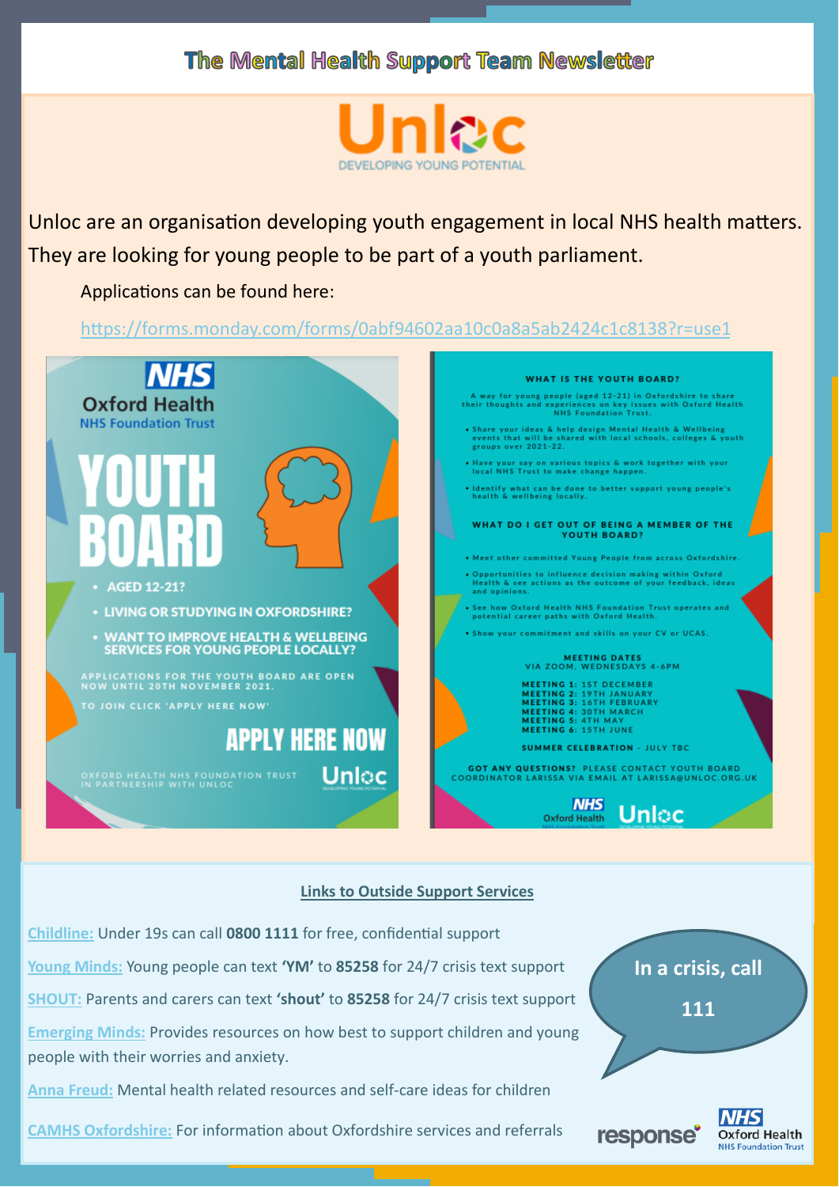# The Mental Health Support Team Newsletter

Unloc

DEVELOPING YOUNG POTENTIAL

Unloc are an organisation developing youth engagement in local NHS health matters. They are looking for young people to be part of a youth parliament.

Applications can be found here:

https://forms.monday.com/forms/0abf94602aa10c0a8a5ab2424c1c8138?r=use1

NHS Oxford Health NHS Foundation Trust

# YOUTH BOARD

- AGED 12-21?
- LIVING OR STUDYING IN OXFORDSHIRE?
- WANT TO IMPROVE HEALTH & WELLBEING SERVICES FOR YOUNG PEOPLE LOCALLY?

APPLICATIONS FOR THE YOUTH BOARD ARE OPEN NOW UNTIL 20TH NOVEMBER 2021.

TO JOIN CLICK 'APPLY HERE NOW'

**APPLY HERE NOW**

OXFORD HEALTH NHS FOUNDATION TRUST IN PARTNERSHIP WITH UNLOC

**WHAT IS THE YOUTH BOARD?**

A way for young people (aged 12-21) in Oxfordshire to share their thoughts and experiences on key issues with Oxford Health NHS Foundation Trust.

- Share your ideas & help design Mental Health & Wellbeing events that will be shared with local schools, colleges & youth groups over 2021-22.
- Have your say on various topics & work together with your local NHS Trust to make change happen.
- Identify what can be done to better support young people's health & wellbeing locally.

**WHAT DO I GET OUT OF BEING A MEMBER OF THE YOUTH BOARD?**

- Meet other committed Young People from across Oxfordshire.
- Opportunities to influence decision making within Oxford Health & see actions as the outcome of your feedback, ideas and opinions.
- See how Oxford Health NHS Foundation Trust operates and potential career paths with Oxford Health.
- Show your commitment and skills on your CV or UCAS.

**MEETING DATES**

VIA ZOOM, WEDNESDAYS 4-6PM

**MEETING 1:** 1ST DECEMBER
**MEETING 2:** 19TH JANUARY
**MEETING 3:** 16TH FEBRUARY
**MEETING 4:** 30TH MARCH
**MEETING 5:** 4TH MAY
**MEETING 6:** 15TH JUNE

**SUMMER CELEBRATION** - JULY TBC

**GOT ANY QUESTIONS?** PLEASE CONTACT YOUTH BOARD COORDINATOR LARISSA VIA EMAIL AT LARISSA@UNLOC.ORG.UK

## Links to Outside Support Services

Childline: Under 19s can call **0800 1111** for free, confidential support

Young Minds: Young people can text **'YM'** to **85258** for 24/7 crisis text support

SHOUT: Parents and carers can text **'shout'** to **85258** for 24/7 crisis text support

Emerging Minds: Provides resources on how best to support children and young people with their worries and anxiety.

Anna Freud: Mental health related resources and self-care ideas for children

CAMHS Oxfordshire: For information about Oxfordshire services and referrals

**In a crisis, call 111**

response

NHS Oxford Health NHS Foundation Trust